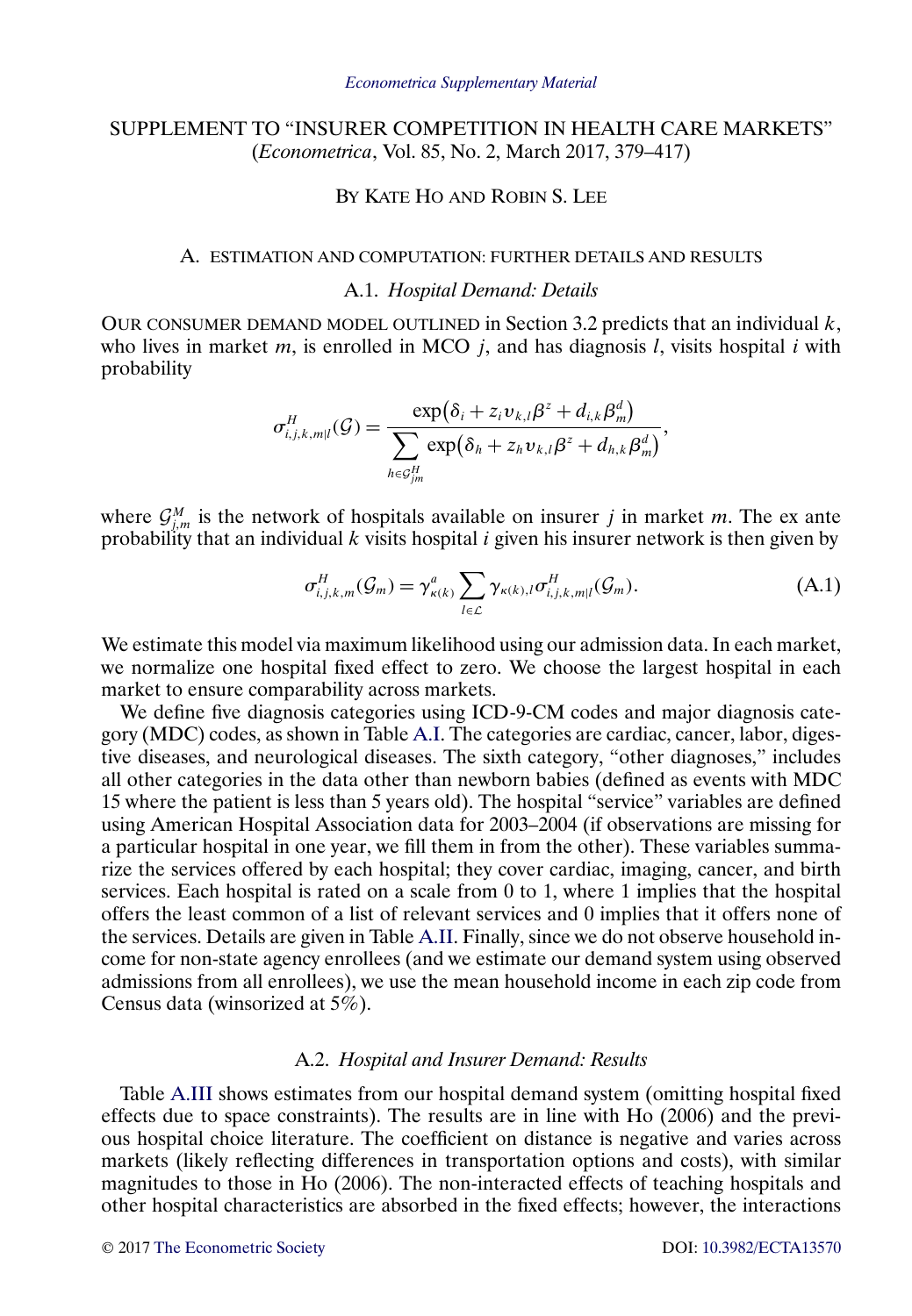*Econometrica Supplementary Material*

# SUPPLEMENT TO "INSURER COMPETITION IN HEALTH CARE MARKETS" (*Econometrica*, Vol. 85, No. 2, March 2017, 379–417)

BY KATE HO AND ROBIN S. LEE

## A. ESTIMATION AND COMPUTATION: FURTHER DETAILS AND RESULTS

### A.1. *Hospital Demand: Details*

OUR CONSUMER DEMAND MODEL OUTLINED in Section 3.2 predicts that an individual $k$, who lives in market $m$, is enrolled in MCO $j$, and has diagnosis $l$, visits hospital $i$ with probability

$$\sigma^H_{i,j,k,m|l}(\mathcal{G}) = \frac{\exp\left(\delta_i + z_i \upsilon_{k,l} \beta^z + d_{i,k} \beta^d_m\right)}{\displaystyle\sum_{h \in \mathcal{G}^H_{jm}} \exp\left(\delta_h + z_h \upsilon_{k,l} \beta^z + d_{h,k} \beta^d_m\right)},$$

where $\mathcal{G}^M_{j,m}$ is the network of hospitals available on insurer $j$ in market $m$. The ex ante probability that an individual $k$ visits hospital $i$ given his insurer network is then given by

$$\sigma^H_{i,j,k,m}(\mathcal{G}_m) = \gamma^a_{\kappa(k)} \sum_{l \in \mathcal{L}} \gamma_{\kappa(k),l} \sigma^H_{i,j,k,m|l}(\mathcal{G}_m). \tag{A.1}$$

We estimate this model via maximum likelihood using our admission data. In each market, we normalize one hospital fixed effect to zero. We choose the largest hospital in each market to ensure comparability across markets.

We define five diagnosis categories using ICD-9-CM codes and major diagnosis category (MDC) codes, as shown in Table A.I. The categories are cardiac, cancer, labor, digestive diseases, and neurological diseases. The sixth category, "other diagnoses," includes all other categories in the data other than newborn babies (defined as events with MDC 15 where the patient is less than 5 years old). The hospital "service" variables are defined using American Hospital Association data for 2003–2004 (if observations are missing for a particular hospital in one year, we fill them in from the other). These variables summarize the services offered by each hospital; they cover cardiac, imaging, cancer, and birth services. Each hospital is rated on a scale from 0 to 1, where 1 implies that the hospital offers the least common of a list of relevant services and 0 implies that it offers none of the services. Details are given in Table A.II. Finally, since we do not observe household income for non-state agency enrollees (and we estimate our demand system using observed admissions from all enrollees), we use the mean household income in each zip code from Census data (winsorized at 5%).

### A.2. *Hospital and Insurer Demand: Results*

Table A.III shows estimates from our hospital demand system (omitting hospital fixed effects due to space constraints). The results are in line with Ho (2006) and the previous hospital choice literature. The coefficient on distance is negative and varies across markets (likely reflecting differences in transportation options and costs), with similar magnitudes to those in Ho (2006). The non-interacted effects of teaching hospitals and other hospital characteristics are absorbed in the fixed effects; however, the interactions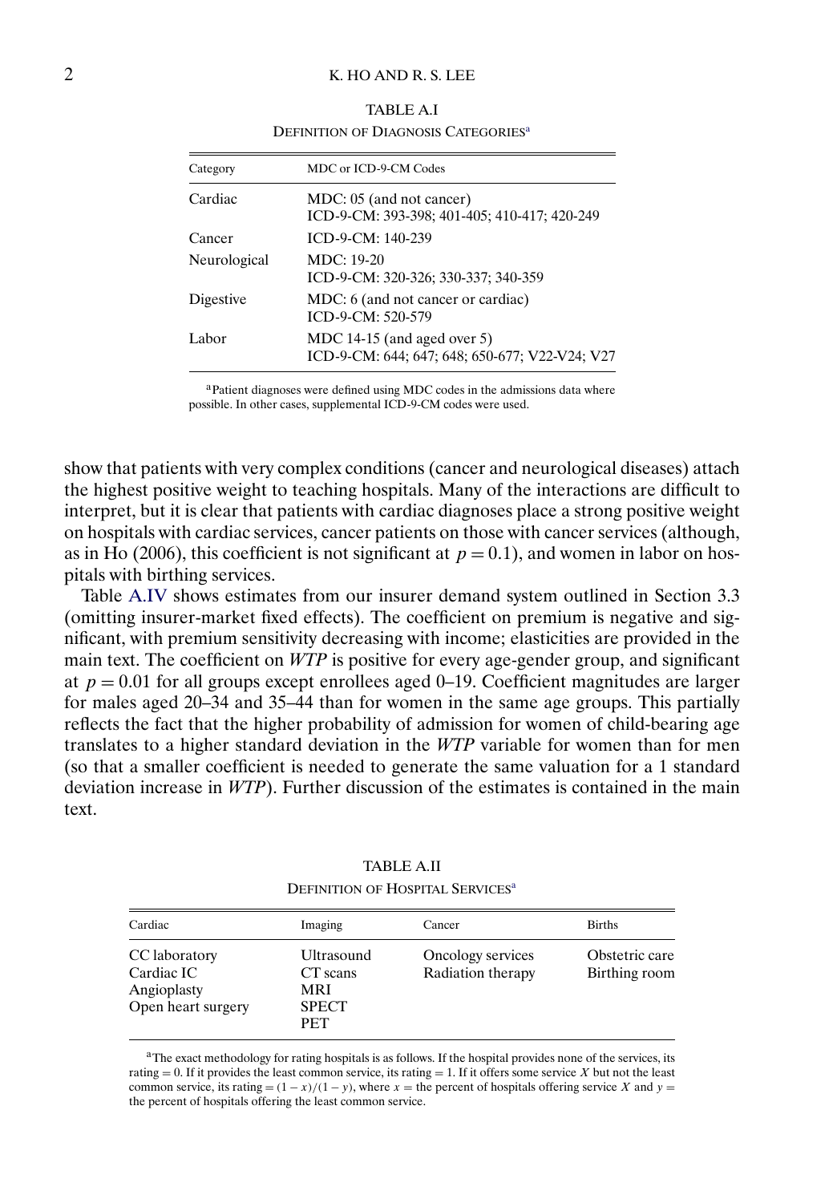TABLE A.I

DEFINITION OF DIAGNOSIS CATEGORIES[a]

| Category | MDC or ICD-9-CM Codes |
|---|---|
| Cardiac | MDC: 05 (and not cancer)<br>ICD-9-CM: 393-398; 401-405; 410-417; 420-249 |
| Cancer | ICD-9-CM: 140-239 |
| Neurological | MDC: 19-20<br>ICD-9-CM: 320-326; 330-337; 340-359 |
| Digestive | MDC: 6 (and not cancer or cardiac)<br>ICD-9-CM: 520-579 |
| Labor | MDC 14-15 (and aged over 5)<br>ICD-9-CM: 644; 647; 648; 650-677; V22-V24; V27 |

[a]Patient diagnoses were defined using MDC codes in the admissions data where possible. In other cases, supplemental ICD-9-CM codes were used.

show that patients with very complex conditions (cancer and neurological diseases) attach the highest positive weight to teaching hospitals. Many of the interactions are difficult to interpret, but it is clear that patients with cardiac diagnoses place a strong positive weight on hospitals with cardiac services, cancer patients on those with cancer services (although, as in Ho (2006), this coefficient is not significant at $p = 0.1$), and women in labor on hospitals with birthing services.

Table A.IV shows estimates from our insurer demand system outlined in Section 3.3 (omitting insurer-market fixed effects). The coefficient on premium is negative and significant, with premium sensitivity decreasing with income; elasticities are provided in the main text. The coefficient on *WTP* is positive for every age-gender group, and significant at $p = 0.01$ for all groups except enrollees aged 0–19. Coefficient magnitudes are larger for males aged 20–34 and 35–44 than for women in the same age groups. This partially reflects the fact that the higher probability of admission for women of child-bearing age translates to a higher standard deviation in the *WTP* variable for women than for men (so that a smaller coefficient is needed to generate the same valuation for a 1 standard deviation increase in *WTP*). Further discussion of the estimates is contained in the main text.

TABLE A.II

DEFINITION OF HOSPITAL SERVICES[a]

| Cardiac | Imaging | Cancer | Births |
|---|---|---|---|
| CC laboratory | Ultrasound | Oncology services | Obstetric care |
| Cardiac IC | CT scans | Radiation therapy | Birthing room |
| Angioplasty | MRI | | |
| Open heart surgery | SPECT | | |
| | PET | | |

[a]The exact methodology for rating hospitals is as follows. If the hospital provides none of the services, its rating = 0. If it provides the least common service, its rating = 1. If it offers some service $X$ but not the least common service, its rating $= (1 - x)/(1 - y)$, where $x$ = the percent of hospitals offering service $X$ and $y$ = the percent of hospitals offering the least common service.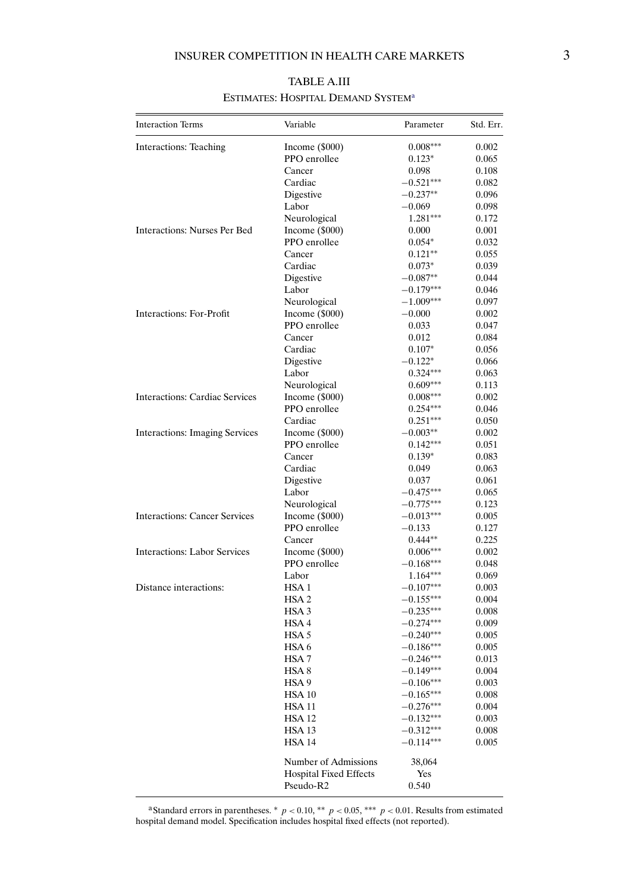TABLE A.III

ESTIMATES: HOSPITAL DEMAND SYSTEM[a]

| Interaction Terms | Variable | Parameter | Std. Err. |
|---|---|---|---|
| Interactions: Teaching | Income ($000) | 0.008*** | 0.002 |
| | PPO enrollee | 0.123* | 0.065 |
| | Cancer | 0.098 | 0.108 |
| | Cardiac | −0.521*** | 0.082 |
| | Digestive | −0.237** | 0.096 |
| | Labor | −0.069 | 0.098 |
| | Neurological | 1.281*** | 0.172 |
| Interactions: Nurses Per Bed | Income ($000) | 0.000 | 0.001 |
| | PPO enrollee | 0.054* | 0.032 |
| | Cancer | 0.121** | 0.055 |
| | Cardiac | 0.073* | 0.039 |
| | Digestive | −0.087** | 0.044 |
| | Labor | −0.179*** | 0.046 |
| | Neurological | −1.009*** | 0.097 |
| Interactions: For-Profit | Income ($000) | −0.000 | 0.002 |
| | PPO enrollee | 0.033 | 0.047 |
| | Cancer | 0.012 | 0.084 |
| | Cardiac | 0.107* | 0.056 |
| | Digestive | −0.122* | 0.066 |
| | Labor | 0.324*** | 0.063 |
| | Neurological | 0.609*** | 0.113 |
| Interactions: Cardiac Services | Income ($000) | 0.008*** | 0.002 |
| | PPO enrollee | 0.254*** | 0.046 |
| | Cardiac | 0.251*** | 0.050 |
| Interactions: Imaging Services | Income ($000) | −0.003** | 0.002 |
| | PPO enrollee | 0.142*** | 0.051 |
| | Cancer | 0.139* | 0.083 |
| | Cardiac | 0.049 | 0.063 |
| | Digestive | 0.037 | 0.061 |
| | Labor | −0.475*** | 0.065 |
| | Neurological | −0.775*** | 0.123 |
| Interactions: Cancer Services | Income ($000) | −0.013*** | 0.005 |
| | PPO enrollee | −0.133 | 0.127 |
| | Cancer | 0.444** | 0.225 |
| Interactions: Labor Services | Income ($000) | 0.006*** | 0.002 |
| | PPO enrollee | −0.168*** | 0.048 |
| | Labor | 1.164*** | 0.069 |
| Distance interactions: | HSA 1 | −0.107*** | 0.003 |
| | HSA 2 | −0.155*** | 0.004 |
| | HSA 3 | −0.235*** | 0.008 |
| | HSA 4 | −0.274*** | 0.009 |
| | HSA 5 | −0.240*** | 0.005 |
| | HSA 6 | −0.186*** | 0.005 |
| | HSA 7 | −0.246*** | 0.013 |
| | HSA 8 | −0.149*** | 0.004 |
| | HSA 9 | −0.106*** | 0.003 |
| | HSA 10 | −0.165*** | 0.008 |
| | HSA 11 | −0.276*** | 0.004 |
| | HSA 12 | −0.132*** | 0.003 |
| | HSA 13 | −0.312*** | 0.008 |
| | HSA 14 | −0.114*** | 0.005 |
| | Number of Admissions | 38,064 | |
| | Hospital Fixed Effects | Yes | |
| | Pseudo-R2 | 0.540 | |

[a]Standard errors in parentheses. * $p < 0.10$, ** $p < 0.05$, *** $p < 0.01$. Results from estimated hospital demand model. Specification includes hospital fixed effects (not reported).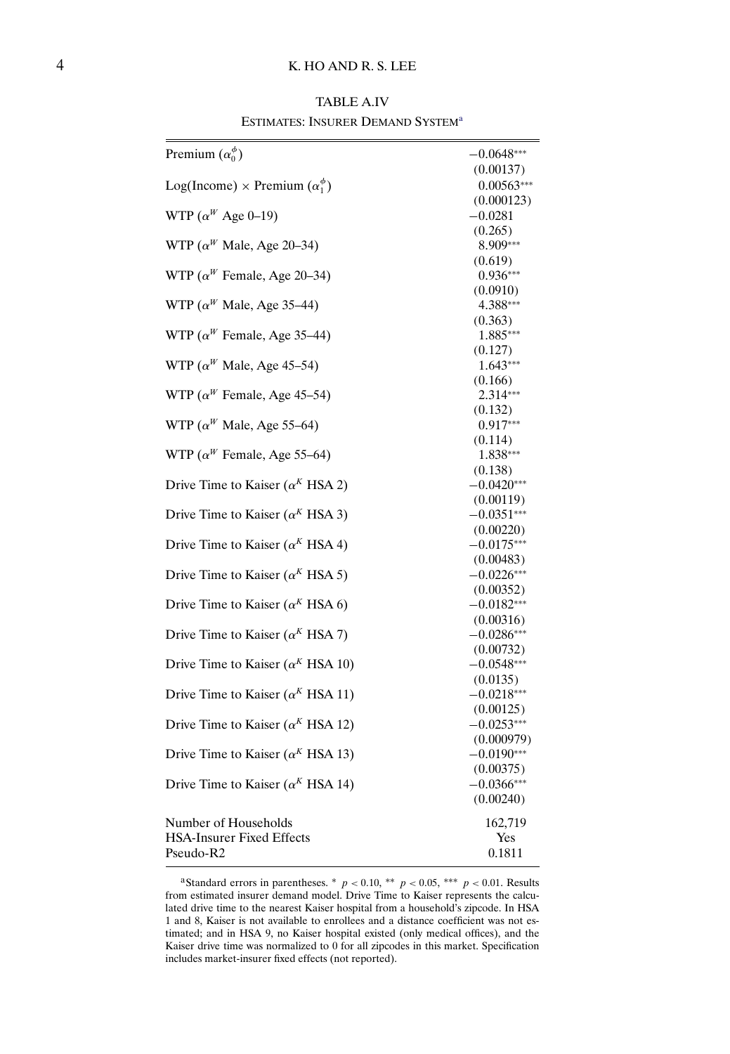TABLE A.IV

ESTIMATES: INSURER DEMAND SYSTEM[a]

| | |
|---|---|
| Premium ($\alpha_0^\phi$) | −0.0648*** |
| | (0.00137) |
| Log(Income) × Premium ($\alpha_1^\phi$) | 0.00563*** |
| | (0.000123) |
| WTP ($\alpha^W$ Age 0–19) | −0.0281 |
| | (0.265) |
| WTP ($\alpha^W$ Male, Age 20–34) | 8.909*** |
| | (0.619) |
| WTP ($\alpha^W$ Female, Age 20–34) | 0.936*** |
| | (0.0910) |
| WTP ($\alpha^W$ Male, Age 35–44) | 4.388*** |
| | (0.363) |
| WTP ($\alpha^W$ Female, Age 35–44) | 1.885*** |
| | (0.127) |
| WTP ($\alpha^W$ Male, Age 45–54) | 1.643*** |
| | (0.166) |
| WTP ($\alpha^W$ Female, Age 45–54) | 2.314*** |
| | (0.132) |
| WTP ($\alpha^W$ Male, Age 55–64) | 0.917*** |
| | (0.114) |
| WTP ($\alpha^W$ Female, Age 55–64) | 1.838*** |
| | (0.138) |
| Drive Time to Kaiser ($\alpha^K$ HSA 2) | −0.0420*** |
| | (0.00119) |
| Drive Time to Kaiser ($\alpha^K$ HSA 3) | −0.0351*** |
| | (0.00220) |
| Drive Time to Kaiser ($\alpha^K$ HSA 4) | −0.0175*** |
| | (0.00483) |
| Drive Time to Kaiser ($\alpha^K$ HSA 5) | −0.0226*** |
| | (0.00352) |
| Drive Time to Kaiser ($\alpha^K$ HSA 6) | −0.0182*** |
| | (0.00316) |
| Drive Time to Kaiser ($\alpha^K$ HSA 7) | −0.0286*** |
| | (0.00732) |
| Drive Time to Kaiser ($\alpha^K$ HSA 10) | −0.0548*** |
| | (0.0135) |
| Drive Time to Kaiser ($\alpha^K$ HSA 11) | −0.0218*** |
| | (0.00125) |
| Drive Time to Kaiser ($\alpha^K$ HSA 12) | −0.0253*** |
| | (0.000979) |
| Drive Time to Kaiser ($\alpha^K$ HSA 13) | −0.0190*** |
| | (0.00375) |
| Drive Time to Kaiser ($\alpha^K$ HSA 14) | −0.0366*** |
| | (0.00240) |
| Number of Households | 162,719 |
| HSA-Insurer Fixed Effects | Yes |
| Pseudo-R2 | 0.1811 |

[a]Standard errors in parentheses. * $p < 0.10$, ** $p < 0.05$, *** $p < 0.01$. Results from estimated insurer demand model. Drive Time to Kaiser represents the calculated drive time to the nearest Kaiser hospital from a household's zipcode. In HSA 1 and 8, Kaiser is not available to enrollees and a distance coefficient was not estimated; and in HSA 9, no Kaiser hospital existed (only medical offices), and the Kaiser drive time was normalized to 0 for all zipcodes in this market. Specification includes market-insurer fixed effects (not reported).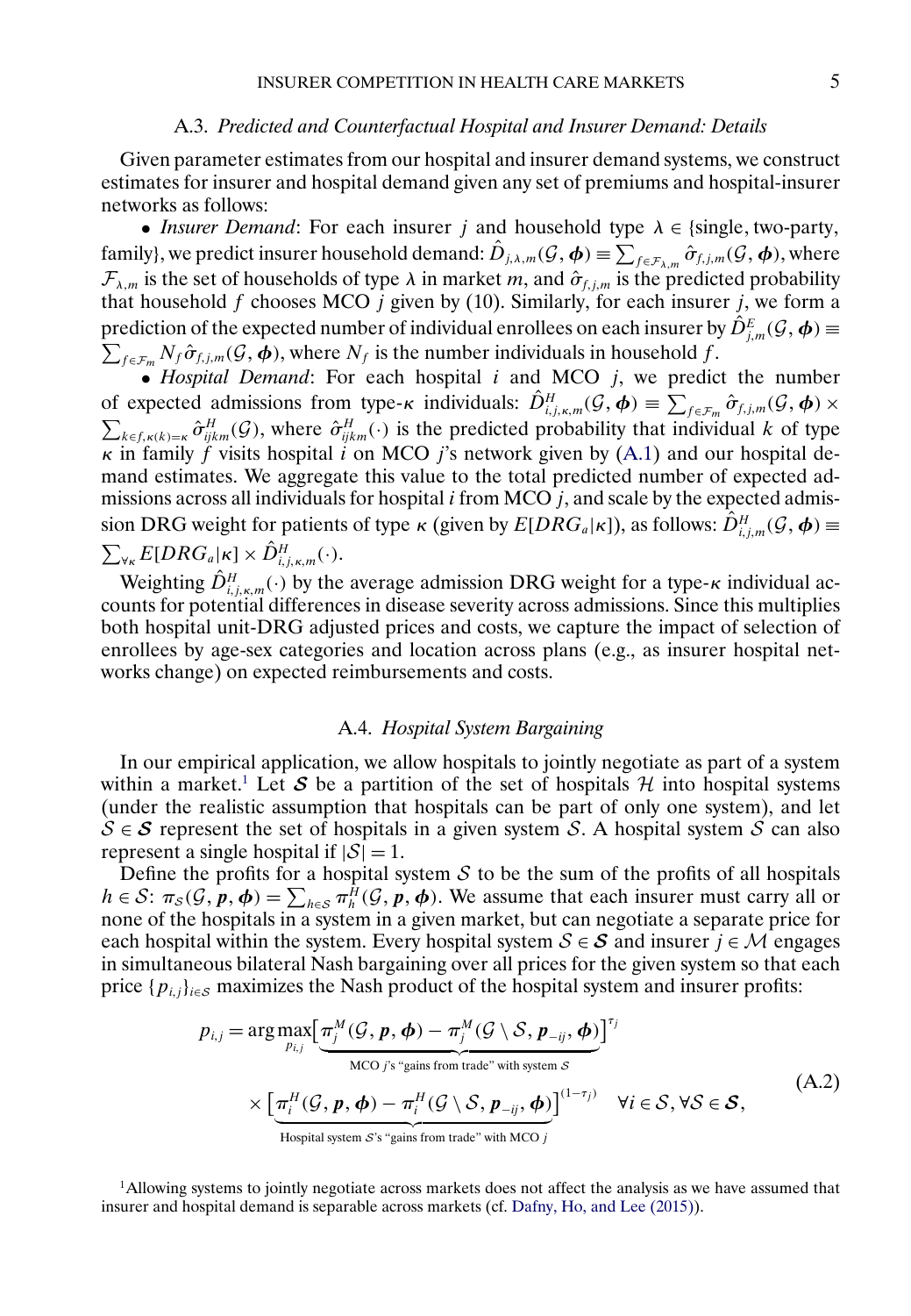### A.3. *Predicted and Counterfactual Hospital and Insurer Demand: Details*

Given parameter estimates from our hospital and insurer demand systems, we construct estimates for insurer and hospital demand given any set of premiums and hospital-insurer networks as follows:

- *Insurer Demand*: For each insurer $j$ and household type $\lambda \in$ {single, two-party, family}, we predict insurer household demand: $\hat{D}_{j,\lambda,m}(\mathcal{G}, \boldsymbol{\phi}) \equiv \sum_{f \in \mathcal{F}_{\lambda,m}} \hat{\sigma}_{f,j,m}(\mathcal{G}, \boldsymbol{\phi})$, where $\mathcal{F}_{\lambda,m}$ is the set of households of type $\lambda$ in market $m$, and $\hat{\sigma}_{f,j,m}$ is the predicted probability that household $f$ chooses MCO $j$ given by (10). Similarly, for each insurer $j$, we form a prediction of the expected number of individual enrollees on each insurer by $\hat{D}^{E}_{j,m}(\mathcal{G}, \boldsymbol{\phi}) \equiv \sum_{f \in \mathcal{F}_m} N_f \hat{\sigma}_{f,j,m}(\mathcal{G}, \boldsymbol{\phi})$, where $N_f$ is the number individuals in household $f$.
- *Hospital Demand*: For each hospital $i$ and MCO $j$, we predict the number of expected admissions from type-$\kappa$ individuals: $\hat{D}^{H}_{i,j,\kappa,m}(\mathcal{G}, \boldsymbol{\phi}) \equiv \sum_{f \in \mathcal{F}_m} \hat{\sigma}_{f,j,m}(\mathcal{G}, \boldsymbol{\phi}) \times \sum_{k \in f, \kappa(k)=\kappa} \hat{\sigma}^{H}_{ijkm}(\mathcal{G})$, where $\hat{\sigma}^{H}_{ijkm}(\cdot)$ is the predicted probability that individual $k$ of type $\kappa$ in family $f$ visits hospital $i$ on MCO $j$'s network given by (A.1) and our hospital demand estimates. We aggregate this value to the total predicted number of expected admissions across all individuals for hospital $i$ from MCO $j$, and scale by the expected admission DRG weight for patients of type $\kappa$ (given by $E[DRG_a|\kappa]$), as follows: $\hat{D}^{H}_{i,j,m}(\mathcal{G}, \boldsymbol{\phi}) \equiv \sum_{\forall\kappa} E[DRG_a|\kappa] \times \hat{D}^{H}_{i,j,\kappa,m}(\cdot)$.

Weighting $\hat{D}^{H}_{i,j,\kappa,m}(\cdot)$ by the average admission DRG weight for a type-$\kappa$ individual accounts for potential differences in disease severity across admissions. Since this multiplies both hospital unit-DRG adjusted prices and costs, we capture the impact of selection of enrollees by age-sex categories and location across plans (e.g., as insurer hospital networks change) on expected reimbursements and costs.

### A.4. *Hospital System Bargaining*

In our empirical application, we allow hospitals to jointly negotiate as part of a system within a market.[1] Let $\boldsymbol{\mathcal{S}}$ be a partition of the set of hospitals $\mathcal{H}$ into hospital systems (under the realistic assumption that hospitals can be part of only one system), and let $\mathcal{S} \in \boldsymbol{\mathcal{S}}$ represent the set of hospitals in a given system $\mathcal{S}$. A hospital system $\mathcal{S}$ can also represent a single hospital if $|\mathcal{S}| = 1$.

Define the profits for a hospital system $\mathcal{S}$ to be the sum of the profits of all hospitals $h \in \mathcal{S}$: $\pi_{\mathcal{S}}(\mathcal{G}, \boldsymbol{p}, \boldsymbol{\phi}) = \sum_{h \in \mathcal{S}} \pi^{H}_{h}(\mathcal{G}, \boldsymbol{p}, \boldsymbol{\phi})$. We assume that each insurer must carry all or none of the hospitals in a system in a given market, but can negotiate a separate price for each hospital within the system. Every hospital system $\mathcal{S} \in \boldsymbol{\mathcal{S}}$ and insurer $j \in \mathcal{M}$ engages in simultaneous bilateral Nash bargaining over all prices for the given system so that each price $\{p_{i,j}\}_{i \in \mathcal{S}}$ maximizes the Nash product of the hospital system and insurer profits:

$$
\begin{aligned}
p_{i,j} = \arg\max_{p_{i,j}} & \big[\underbrace{\pi^{M}_{j}(\mathcal{G}, \boldsymbol{p}, \boldsymbol{\phi}) - \pi^{M}_{j}(\mathcal{G} \setminus \mathcal{S}, \boldsymbol{p}_{-ij}, \boldsymbol{\phi})}_{\text{MCO } j\text{'s "gains from trade" with system } \mathcal{S}}\big]^{\tau_j} \\
& \times \big[\underbrace{\pi^{H}_{i}(\mathcal{G}, \boldsymbol{p}, \boldsymbol{\phi}) - \pi^{H}_{i}(\mathcal{G} \setminus \mathcal{S}, \boldsymbol{p}_{-ij}, \boldsymbol{\phi})}_{\text{Hospital system } \mathcal{S}\text{'s "gains from trade" with MCO } j}\big]^{(1-\tau_j)} \quad \forall i \in \mathcal{S}, \forall \mathcal{S} \in \boldsymbol{\mathcal{S}},
\end{aligned}
\tag{A.2}
$$

[1]Allowing systems to jointly negotiate across markets does not affect the analysis as we have assumed that insurer and hospital demand is separable across markets (cf. Dafny, Ho, and Lee (2015)).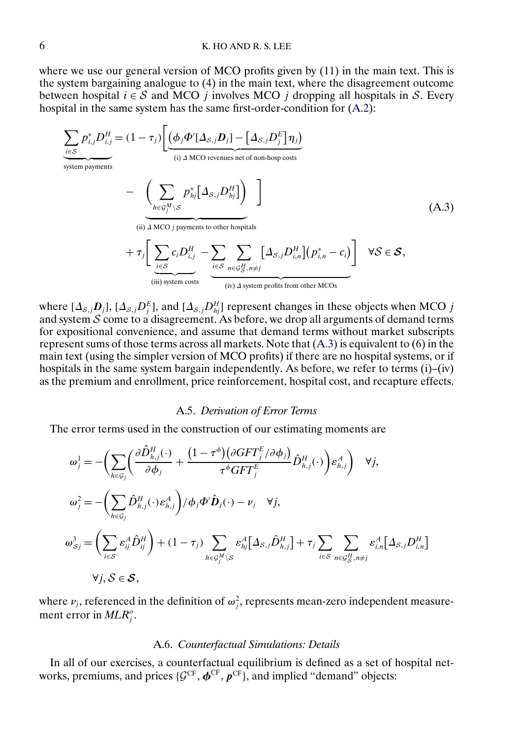where we use our general version of MCO profits given by (11) in the main text. This is the system bargaining analogue to (4) in the main text, where the disagreement outcome between hospital $i \in \mathcal{S}$ and MCO $j$ involves MCO $j$ dropping all hospitals in $\mathcal{S}$. Every hospital in the same system has the same first-order-condition for (A.2):

$$
\underbrace{\sum_{i\in\mathcal{S}} p^*_{i,j} D^H_{i,j}}_{\text{system payments}} = (1-\tau_j)\Bigg[\underbrace{\big(\phi_j \Phi'[\Delta_{\mathcal{S},j}\boldsymbol{D}_j] - \big[\Delta_{\mathcal{S},j} D^E_j\big]\eta_j\big)}_{\text{(i) } \Delta \text{ MCO revenues net of non-hosp costs}}
- \underbrace{\Bigg(\sum_{h\in\mathcal{G}^M_j\setminus\mathcal{S}} p^*_{hj}\big[\Delta_{\mathcal{S},j} D^H_{hj}\big]\Bigg)}_{\text{(ii) } \Delta \text{ MCO } j \text{ payments to other hospitals}}\Bigg]
+ \tau_j\Bigg[\underbrace{\sum_{i\in\mathcal{S}} c_i D^H_{i,j}}_{\text{(iii) system costs}} - \underbrace{\sum_{i\in\mathcal{S}} \sum_{n\in\mathcal{G}^H_{\mathcal{S}}, n\neq j} \big[\Delta_{\mathcal{S},j} D^H_{i,n}\big]\big(p^*_{i,n} - c_i\big)}_{\text{(iv) } \Delta \text{ system profits from other MCOs}}\Bigg] \quad \forall \mathcal{S}\in\boldsymbol{\mathcal{S}}, \tag{A.3}
$$

where $[\Delta_{\mathcal{S},j}\boldsymbol{D}_j]$, $[\Delta_{\mathcal{S},j} D^E_j]$, and $[\Delta_{\mathcal{S},j} D^H_{hj}]$ represent changes in these objects when MCO $j$ and system $\mathcal{S}$ come to a disagreement. As before, we drop all arguments of demand terms for expositional convenience, and assume that demand terms without market subscripts represent sums of those terms across all markets. Note that (A.3) is equivalent to (6) in the main text (using the simpler version of MCO profits) if there are no hospital systems, or if hospitals in the same system bargain independently. As before, we refer to terms (i)–(iv) as the premium and enrollment, price reinforcement, hospital cost, and recapture effects.

## A.5. *Derivation of Error Terms*

The error terms used in the construction of our estimating moments are

$$
\omega^1_j = -\Bigg(\sum_{h\in\mathcal{G}_j}\Bigg(\frac{\partial \hat{D}^H_{h,j}(\cdot)}{\partial\phi_j} + \frac{\big(1-\tau^\phi\big)\big(\partial GFT^E_j/\partial\phi_j\big)}{\tau^\phi GFT^E_j}\hat{D}^H_{h,j}(\cdot)\Bigg)\varepsilon^A_{h,j}\Bigg) \quad \forall j,
$$

$$
\omega^2_j = -\Bigg(\sum_{h\in\mathcal{G}_j}\hat{D}^H_{h,j}(\cdot)\varepsilon^A_{h,j}\Bigg)\Big/\phi_j\Phi'\hat{\boldsymbol{D}}_j(\cdot) - \nu_j \quad \forall j,
$$

$$
\omega^3_{\mathcal{S}j} = \Bigg(\sum_{i\in\mathcal{S}}\varepsilon^A_{ij}\hat{D}^H_{ij}\Bigg) + (1-\tau_j)\sum_{h\in\mathcal{G}^M_j\setminus\mathcal{S}}\varepsilon^A_{hj}\big[\Delta_{\mathcal{S},j}\hat{D}^H_{h,j}\big] + \tau_j\sum_{i\in\mathcal{S}}\sum_{n\in\mathcal{G}^H_{\mathcal{S}},n\neq j}\varepsilon^A_{i,n}\big[\Delta_{\mathcal{S},j}D^H_{i,n}\big]
$$

$$
\forall j, \mathcal{S}\in\boldsymbol{\mathcal{S}},
$$

where $\nu_j$, referenced in the definition of $\omega^2_j$, represents mean-zero independent measurement error in $MLR^o_j$.

## A.6. *Counterfactual Simulations: Details*

In all of our exercises, a counterfactual equilibrium is defined as a set of hospital networks, premiums, and prices $\{\mathcal{G}^{\text{CF}}, \boldsymbol{\phi}^{\text{CF}}, \boldsymbol{p}^{\text{CF}}\}$, and implied "demand" objects: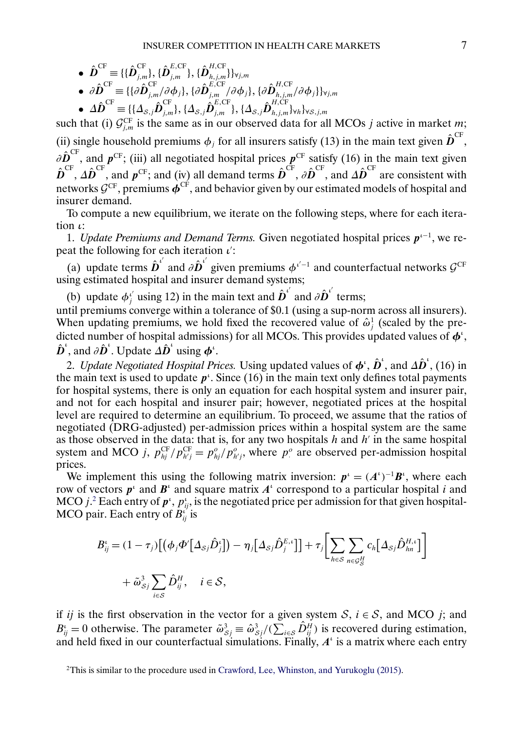- $\hat{\boldsymbol{D}}^{\text{CF}} \equiv \{\{\hat{\boldsymbol{D}}_{j,m}^{\text{CF}}\}, \{\hat{\boldsymbol{D}}_{j,m}^{E,\text{CF}}\}, \{\hat{\boldsymbol{D}}_{h,j,m}^{H,\text{CF}}\}\}_{\forall j,m}$
- $\partial\hat{\boldsymbol{D}}^{\text{CF}} \equiv \{\{\partial\hat{\boldsymbol{D}}_{j,m}^{\text{CF}}/\partial\phi_j\}, \{\partial\hat{\boldsymbol{D}}_{j,m}^{E,\text{CF}}/\partial\phi_j\}, \{\partial\hat{\boldsymbol{D}}_{h,j,m}^{H,\text{CF}}/\partial\phi_j\}\}_{\forall j,m}$
- $\Delta\hat{\boldsymbol{D}}^{\text{CF}} \equiv \{\{\Delta_{\mathcal{S},j}\hat{\boldsymbol{D}}_{j,m}^{\text{CF}}\}, \{\Delta_{\mathcal{S},j}\hat{\boldsymbol{D}}_{j,m}^{E,\text{CF}}\}, \{\Delta_{\mathcal{S},j}\hat{\boldsymbol{D}}_{h,j,m}^{H,\text{CF}}\}_{\forall h}\}_{\forall \mathcal{S},j,m}$

such that (i) $\mathcal{G}_{j,m}^{\text{CF}}$ is the same as in our observed data for all MCOs $j$ active in market $m$; (ii) single household premiums $\phi_j$ for all insurers satisfy (13) in the main text given $\hat{\boldsymbol{D}}^{\text{CF}}$, $\partial\hat{\boldsymbol{D}}^{\text{CF}}$, and $\boldsymbol{p}^{\text{CF}}$; (iii) all negotiated hospital prices $\boldsymbol{p}^{\text{CF}}$ satisfy (16) in the main text given $\hat{\boldsymbol{D}}^{\text{CF}}$, $\Delta\hat{\boldsymbol{D}}^{\text{CF}}$, and $\boldsymbol{p}^{\text{CF}}$; and (iv) all demand terms $\hat{\boldsymbol{D}}^{\text{CF}}$, $\partial\hat{\boldsymbol{D}}^{\text{CF}}$, and $\Delta\hat{\boldsymbol{D}}^{\text{CF}}$ are consistent with networks $\mathcal{G}^{\text{CF}}$, premiums $\boldsymbol{\phi}^{\text{CF}}$, and behavior given by our estimated models of hospital and insurer demand.

To compute a new equilibrium, we iterate on the following steps, where for each iteration $\iota$:

1. *Update Premiums and Demand Terms.* Given negotiated hospital prices $\boldsymbol{p}^{\iota-1}$, we repeat the following for each iteration $\iota'$:

(a) update terms $\hat{\boldsymbol{D}}^{\iota'}$ and $\partial\hat{\boldsymbol{D}}^{\iota'}$ given premiums $\phi^{\iota'-1}$ and counterfactual networks $\mathcal{G}^{\text{CF}}$ using estimated hospital and insurer demand systems;

(b) update $\phi_j^{\iota'}$ using 12) in the main text and $\hat{\boldsymbol{D}}^{\iota'}$ and $\partial\hat{\boldsymbol{D}}^{\iota'}$ terms;

until premiums converge within a tolerance of \$0.1 (using a sup-norm across all insurers). When updating premiums, we hold fixed the recovered value of $\hat{\omega}_j^1$ (scaled by the predicted number of hospital admissions) for all MCOs. This provides updated values of $\boldsymbol{\phi}^{\iota}$, $\hat{\boldsymbol{D}}^{\iota}$, and $\partial\hat{\boldsymbol{D}}^{\iota}$. Update $\Delta\hat{\boldsymbol{D}}^{\iota}$ using $\boldsymbol{\phi}^{\iota}$.

2. *Update Negotiated Hospital Prices.* Using updated values of $\boldsymbol{\phi}^{\iota}$, $\hat{\boldsymbol{D}}^{\iota}$, and $\Delta\hat{\boldsymbol{D}}^{\iota}$, (16) in the main text is used to update $\boldsymbol{p}^{\iota}$. Since (16) in the main text only defines total payments for hospital systems, there is only an equation for each hospital system and insurer pair, and not for each hospital and insurer pair; however, negotiated prices at the hospital level are required to determine an equilibrium. To proceed, we assume that the ratios of negotiated (DRG-adjusted) per-admission prices within a hospital system are the same as those observed in the data: that is, for any two hospitals $h$ and $h'$ in the same hospital system and MCO $j$, $p_{hj}^{\text{CF}}/p_{h'j}^{\text{CF}} = p_{hj}^{o}/p_{h'j}^{o}$, where $p_{\cdot}^{o}$ are observed per-admission hospital prices.

We implement this using the following matrix inversion: $\boldsymbol{p}^{\iota} = (\boldsymbol{A}^{\iota})^{-1}\boldsymbol{B}^{\iota}$, where each row of vectors $\boldsymbol{p}^{\iota}$ and $\boldsymbol{B}^{\iota}$ and square matrix $\boldsymbol{A}^{\iota}$ correspond to a particular hospital $i$ and MCO $j$.[2] Each entry of $\boldsymbol{p}^{\iota}$, $p_{ij}^{\iota}$, is the negotiated price per admission for that given hospital-MCO pair. Each entry of $B_{ij}^{\iota}$ is

$$B_{ij}^{\iota} = (1-\tau_j)\big[\big(\phi_j\Phi'\big[\Delta_{\mathcal{S}j}\hat{D}_j^{\iota}\big]\big) - \eta_j\big[\Delta_{\mathcal{S}j}\hat{D}_j^{E,\iota}\big]\big] + \tau_j\Bigg[\sum_{h\in\mathcal{S}}\sum_{n\in\mathcal{G}_{\mathcal{S}}^H} c_h\big[\Delta_{\mathcal{S}j}\hat{D}_{hn}^{H,\iota}\big]\Bigg]$$
$$+ \tilde{\omega}_{\mathcal{S}j}^3 \sum_{i\in\mathcal{S}} \hat{D}_{ij}^H, \quad i\in\mathcal{S},$$

if $ij$ is the first observation in the vector for a given system $\mathcal{S}$, $i\in\mathcal{S}$, and MCO $j$; and $B_{ij}^{\iota} = 0$ otherwise. The parameter $\tilde{\omega}_{\mathcal{S}j}^3 \equiv \hat{\omega}_{\mathcal{S}j}^3/(\sum_{i\in\mathcal{S}}\hat{D}_{ij}^H)$ is recovered during estimation, and held fixed in our counterfactual simulations. Finally, $\boldsymbol{A}^{\iota}$ is a matrix where each entry

[2] This is similar to the procedure used in Crawford, Lee, Whinston, and Yurukoglu (2015).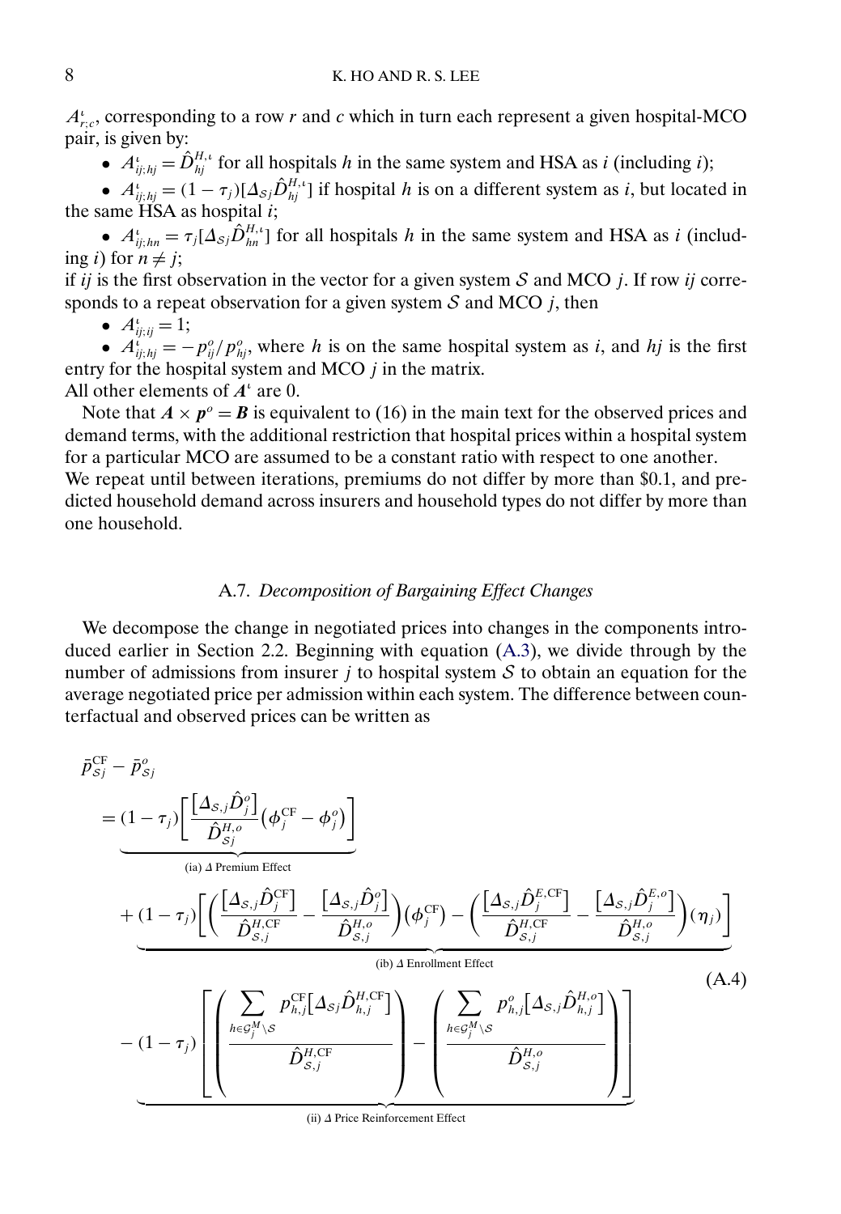$A^{\iota}_{r;c}$, corresponding to a row $r$ and $c$ which in turn each represent a given hospital-MCO pair, is given by:

- $A^{\iota}_{ij;hj} = \hat{D}^{H,\iota}_{hj}$ for all hospitals $h$ in the same system and HSA as $i$ (including $i$);
- $A^{\iota}_{ij;hj} = (1-\tau_j)[\Delta_{\mathcal{S}j}\hat{D}^{H,\iota}_{hj}]$ if hospital $h$ is on a different system as $i$, but located in the same HSA as hospital $i$;
- $A^{\iota}_{ij;hn} = \tau_j[\Delta_{\mathcal{S}j}\hat{D}^{H,\iota}_{hn}]$ for all hospitals $h$ in the same system and HSA as $i$ (including $i$) for $n \neq j$;

if $ij$ is the first observation in the vector for a given system $\mathcal{S}$ and MCO $j$. If row $ij$ corresponds to a repeat observation for a given system $\mathcal{S}$ and MCO $j$, then

- $A^{\iota}_{ij;ij} = 1$;
- $A^{\iota}_{ij;hj} = -p^o_{ij}/p^o_{hj}$, where $h$ is on the same hospital system as $i$, and $hj$ is the first entry for the hospital system and MCO $j$ in the matrix.

All other elements of $\boldsymbol{A}^{\iota}$ are 0.

Note that $\boldsymbol{A} \times \boldsymbol{p}^o = \boldsymbol{B}$ is equivalent to (16) in the main text for the observed prices and demand terms, with the additional restriction that hospital prices within a hospital system for a particular MCO are assumed to be a constant ratio with respect to one another.

We repeat until between iterations, premiums do not differ by more than \$0.1, and predicted household demand across insurers and household types do not differ by more than one household.

### A.7. *Decomposition of Bargaining Effect Changes*

We decompose the change in negotiated prices into changes in the components introduced earlier in Section 2.2. Beginning with equation (A.3), we divide through by the number of admissions from insurer $j$ to hospital system $\mathcal{S}$ to obtain an equation for the average negotiated price per admission within each system. The difference between counterfactual and observed prices can be written as

$$
\begin{aligned}
&\bar{p}^{\text{CF}}_{\mathcal{S}j} - \bar{p}^{o}_{\mathcal{S}j} \\
&= \underbrace{(1-\tau_j)\left[\frac{[\Delta_{\mathcal{S},j}\hat{D}^o_j]}{\hat{D}^{H,o}_{\mathcal{S}j}}\left(\phi^{\text{CF}}_j - \phi^o_j\right)\right]}_{\text{(ia) } \Delta \text{ Premium Effect}} \\
&\quad + \underbrace{(1-\tau_j)\left[\left(\frac{[\Delta_{\mathcal{S},j}\hat{D}^{\text{CF}}_j]}{\hat{D}^{H,\text{CF}}_{\mathcal{S},j}} - \frac{[\Delta_{\mathcal{S},j}\hat{D}^o_j]}{\hat{D}^{H,o}_{\mathcal{S},j}}\right)\left(\phi^{\text{CF}}_j\right) - \left(\frac{[\Delta_{\mathcal{S},j}\hat{D}^{E,\text{CF}}_j]}{\hat{D}^{H,\text{CF}}_{\mathcal{S},j}} - \frac{[\Delta_{\mathcal{S},j}\hat{D}^{E,o}_j]}{\hat{D}^{H,o}_{\mathcal{S},j}}\right)(\eta_j)\right]}_{\text{(ib) } \Delta \text{ Enrollment Effect}} \\
&\quad \underbrace{- (1-\tau_j)\left[\left(\frac{\sum_{h \in \mathcal{G}^M_j \setminus \mathcal{S}} p^{\text{CF}}_{h,j}[\Delta_{\mathcal{S}j}\hat{D}^{H,\text{CF}}_{h,j}]}{\hat{D}^{H,\text{CF}}_{\mathcal{S},j}}\right) - \left(\frac{\sum_{h \in \mathcal{G}^M_j \setminus \mathcal{S}} p^{o}_{h,j}[\Delta_{\mathcal{S},j}\hat{D}^{H,o}_{h,j}]}{\hat{D}^{H,o}_{\mathcal{S},j}}\right)\right]}_{\text{(ii) } \Delta \text{ Price Reinforcement Effect}}
\end{aligned}
\tag{A.4}
$$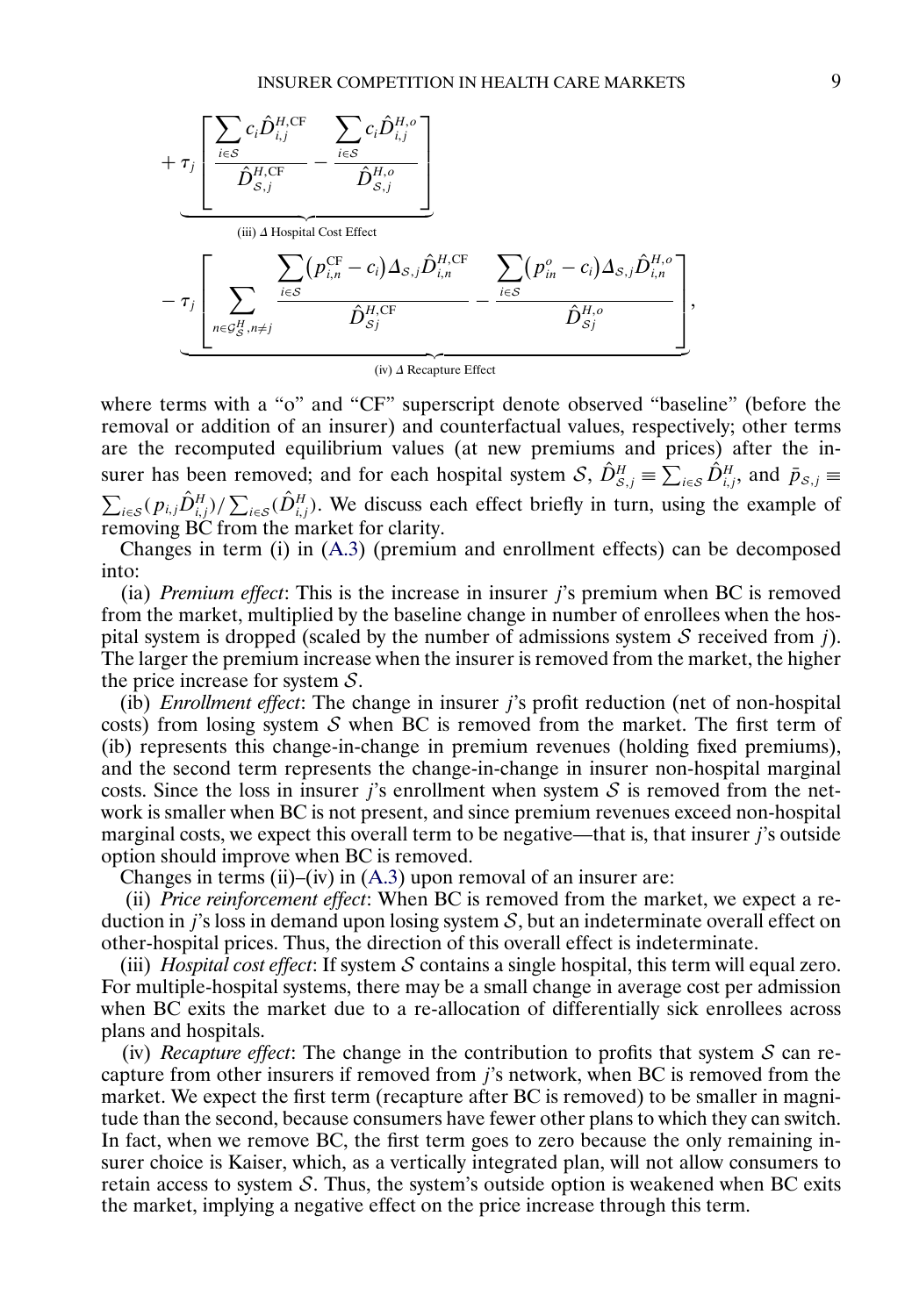$$
+ \underbrace{\tau_j \left[ \frac{\sum_{i \in \mathcal{S}} c_i \hat{D}^{H,\mathrm{CF}}_{i,j}}{\hat{D}^{H,\mathrm{CF}}_{\mathcal{S},j}} - \frac{\sum_{i \in \mathcal{S}} c_i \hat{D}^{H,o}_{i,j}}{\hat{D}^{H,o}_{\mathcal{S},j}} \right]}_{\text{(iii) } \Delta \text{ Hospital Cost Effect}}
$$

$$
- \underbrace{\tau_j \left[ \sum_{n \in \mathcal{G}^H_{\mathcal{S}}, n \neq j} \frac{\sum_{i \in \mathcal{S}} \left(p^{\mathrm{CF}}_{i,n} - c_i\right) \Delta_{\mathcal{S},j} \hat{D}^{H,\mathrm{CF}}_{i,n}}{\hat{D}^{H,\mathrm{CF}}_{\mathcal{S}j}} - \frac{\sum_{i \in \mathcal{S}} \left(p^{o}_{in} - c_i\right) \Delta_{\mathcal{S},j} \hat{D}^{H,o}_{i,n}}{\hat{D}^{H,o}_{\mathcal{S}j}} \right]}_{\text{(iv) } \Delta \text{ Recapture Effect}},
$$

where terms with a "o" and "CF" superscript denote observed "baseline" (before the removal or addition of an insurer) and counterfactual values, respectively; other terms are the recomputed equilibrium values (at new premiums and prices) after the insurer has been removed; and for each hospital system $\mathcal{S}$, $\hat{D}^H_{\mathcal{S},j} \equiv \sum_{i \in \mathcal{S}} \hat{D}^H_{i,j}$, and $\bar{p}_{\mathcal{S},j} \equiv \sum_{i \in \mathcal{S}} (p_{i,j} \hat{D}^H_{i,j}) / \sum_{i \in \mathcal{S}} (\hat{D}^H_{i,j})$. We discuss each effect briefly in turn, using the example of removing BC from the market for clarity.

Changes in term (i) in (A.3) (premium and enrollment effects) can be decomposed into:

(ia) *Premium effect*: This is the increase in insurer $j$'s premium when BC is removed from the market, multiplied by the baseline change in number of enrollees when the hospital system is dropped (scaled by the number of admissions system $\mathcal{S}$ received from $j$). The larger the premium increase when the insurer is removed from the market, the higher the price increase for system $\mathcal{S}$.

(ib) *Enrollment effect*: The change in insurer $j$'s profit reduction (net of non-hospital costs) from losing system $\mathcal{S}$ when BC is removed from the market. The first term of (ib) represents this change-in-change in premium revenues (holding fixed premiums), and the second term represents the change-in-change in insurer non-hospital marginal costs. Since the loss in insurer $j$'s enrollment when system $\mathcal{S}$ is removed from the network is smaller when BC is not present, and since premium revenues exceed non-hospital marginal costs, we expect this overall term to be negative—that is, that insurer $j$'s outside option should improve when BC is removed.

Changes in terms (ii)–(iv) in (A.3) upon removal of an insurer are:

(ii) *Price reinforcement effect*: When BC is removed from the market, we expect a reduction in $j$'s loss in demand upon losing system $\mathcal{S}$, but an indeterminate overall effect on other-hospital prices. Thus, the direction of this overall effect is indeterminate.

(iii) *Hospital cost effect*: If system $\mathcal{S}$ contains a single hospital, this term will equal zero. For multiple-hospital systems, there may be a small change in average cost per admission when BC exits the market due to a re-allocation of differentially sick enrollees across plans and hospitals.

(iv) *Recapture effect*: The change in the contribution to profits that system $\mathcal{S}$ can recapture from other insurers if removed from $j$'s network, when BC is removed from the market. We expect the first term (recapture after BC is removed) to be smaller in magnitude than the second, because consumers have fewer other plans to which they can switch. In fact, when we remove BC, the first term goes to zero because the only remaining insurer choice is Kaiser, which, as a vertically integrated plan, will not allow consumers to retain access to system $\mathcal{S}$. Thus, the system's outside option is weakened when BC exits the market, implying a negative effect on the price increase through this term.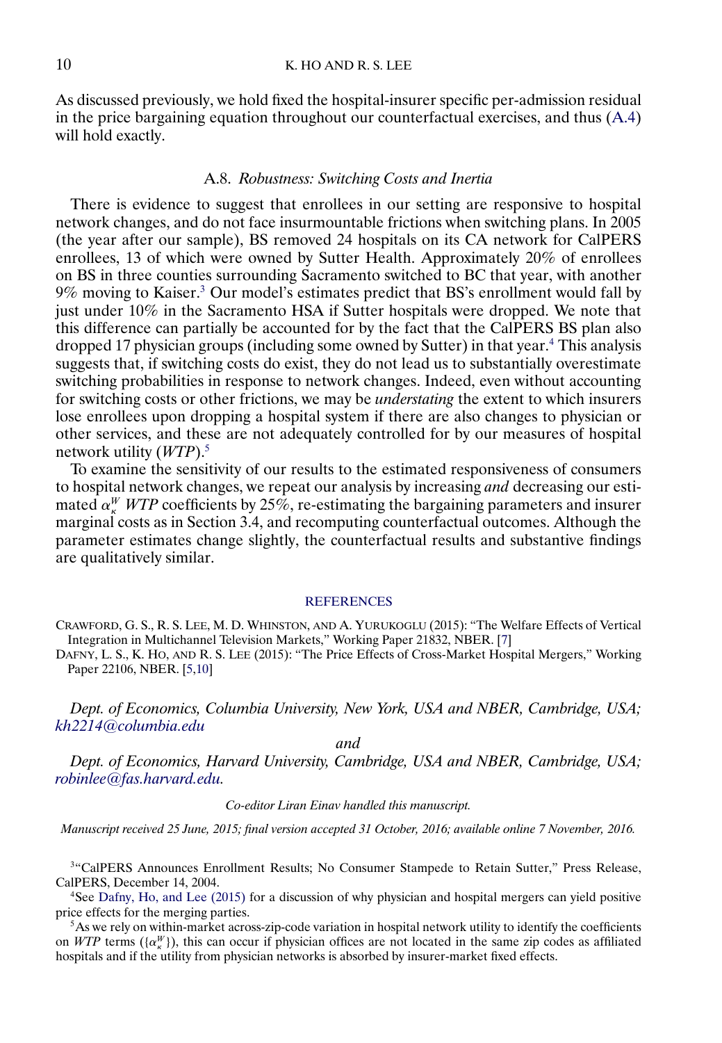As discussed previously, we hold fixed the hospital-insurer specific per-admission residual in the price bargaining equation throughout our counterfactual exercises, and thus (A.4) will hold exactly.

### A.8. *Robustness: Switching Costs and Inertia*

There is evidence to suggest that enrollees in our setting are responsive to hospital network changes, and do not face insurmountable frictions when switching plans. In 2005 (the year after our sample), BS removed 24 hospitals on its CA network for CalPERS enrollees, 13 of which were owned by Sutter Health. Approximately 20% of enrollees on BS in three counties surrounding Sacramento switched to BC that year, with another 9% moving to Kaiser.[3] Our model's estimates predict that BS's enrollment would fall by just under 10% in the Sacramento HSA if Sutter hospitals were dropped. We note that this difference can partially be accounted for by the fact that the CalPERS BS plan also dropped 17 physician groups (including some owned by Sutter) in that year.[4] This analysis suggests that, if switching costs do exist, they do not lead us to substantially overestimate switching probabilities in response to network changes. Indeed, even without accounting for switching costs or other frictions, we may be *understating* the extent to which insurers lose enrollees upon dropping a hospital system if there are also changes to physician or other services, and these are not adequately controlled for by our measures of hospital network utility (*WTP*).[5]

To examine the sensitivity of our results to the estimated responsiveness of consumers to hospital network changes, we repeat our analysis by increasing *and* decreasing our estimated $\alpha_\kappa^W$ *WTP* coefficients by 25%, re-estimating the bargaining parameters and insurer marginal costs as in Section 3.4, and recomputing counterfactual outcomes. Although the parameter estimates change slightly, the counterfactual results and substantive findings are qualitatively similar.

## REFERENCES

CRAWFORD, G. S., R. S. LEE, M. D. WHINSTON, AND A. YURUKOGLU (2015): "The Welfare Effects of Vertical Integration in Multichannel Television Markets," Working Paper 21832, NBER. [7]

DAFNY, L. S., K. HO, AND R. S. LEE (2015): "The Price Effects of Cross-Market Hospital Mergers," Working Paper 22106, NBER. [5,10]

*Dept. of Economics, Columbia University, New York, USA and NBER, Cambridge, USA; kh2214@columbia.edu*

*and*

*Dept. of Economics, Harvard University, Cambridge, USA and NBER, Cambridge, USA; robinlee@fas.harvard.edu.*

*Co-editor Liran Einav handled this manuscript.*

*Manuscript received 25 June, 2015; final version accepted 31 October, 2016; available online 7 November, 2016.*

[3]"CalPERS Announces Enrollment Results; No Consumer Stampede to Retain Sutter," Press Release, CalPERS, December 14, 2004.

[4]See Dafny, Ho, and Lee (2015) for a discussion of why physician and hospital mergers can yield positive price effects for the merging parties.

[5]As we rely on within-market across-zip-code variation in hospital network utility to identify the coefficients on *WTP* terms ($\{\alpha_\kappa^W\}$), this can occur if physician offices are not located in the same zip codes as affiliated hospitals and if the utility from physician networks is absorbed by insurer-market fixed effects.